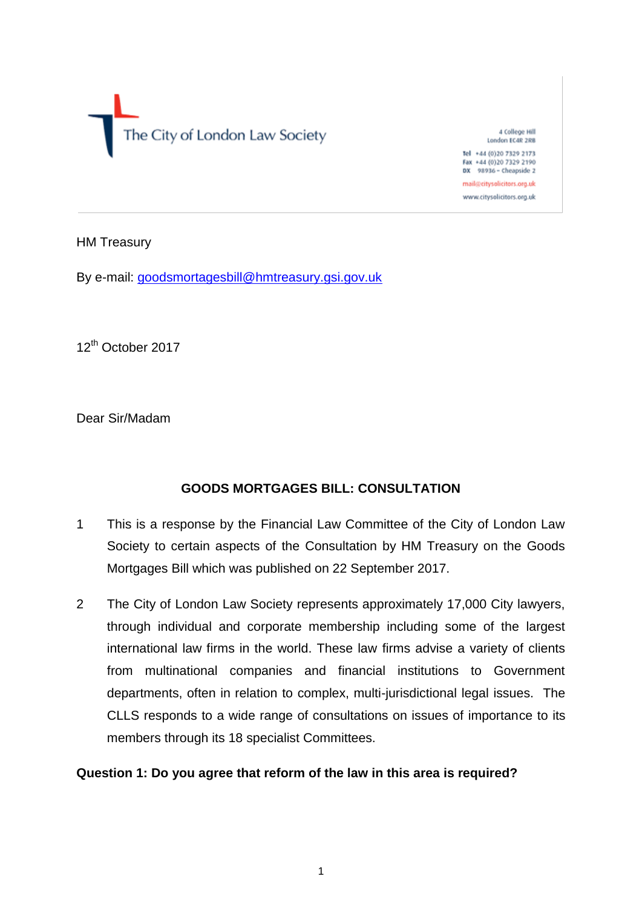The City of London Law Society

4 College Hill
London EC4R 2RB

Tel +44 (0)20 7329 2173
Fax +44 (0)20 7329 2190
DX 98936 – Cheapside 2

mail@citysolicitors.org.uk

www.citysolicitors.org.uk

HM Treasury

By e-mail: goodsmortagesbill@hmtreasury.gsi.gov.uk

12th October 2017

Dear Sir/Madam

**GOODS MORTGAGES BILL: CONSULTATION**

1 This is a response by the Financial Law Committee of the City of London Law Society to certain aspects of the Consultation by HM Treasury on the Goods Mortgages Bill which was published on 22 September 2017.

2 The City of London Law Society represents approximately 17,000 City lawyers, through individual and corporate membership including some of the largest international law firms in the world. These law firms advise a variety of clients from multinational companies and financial institutions to Government departments, often in relation to complex, multi-jurisdictional legal issues. The CLLS responds to a wide range of consultations on issues of importance to its members through its 18 specialist Committees.

**Question 1: Do you agree that reform of the law in this area is required?**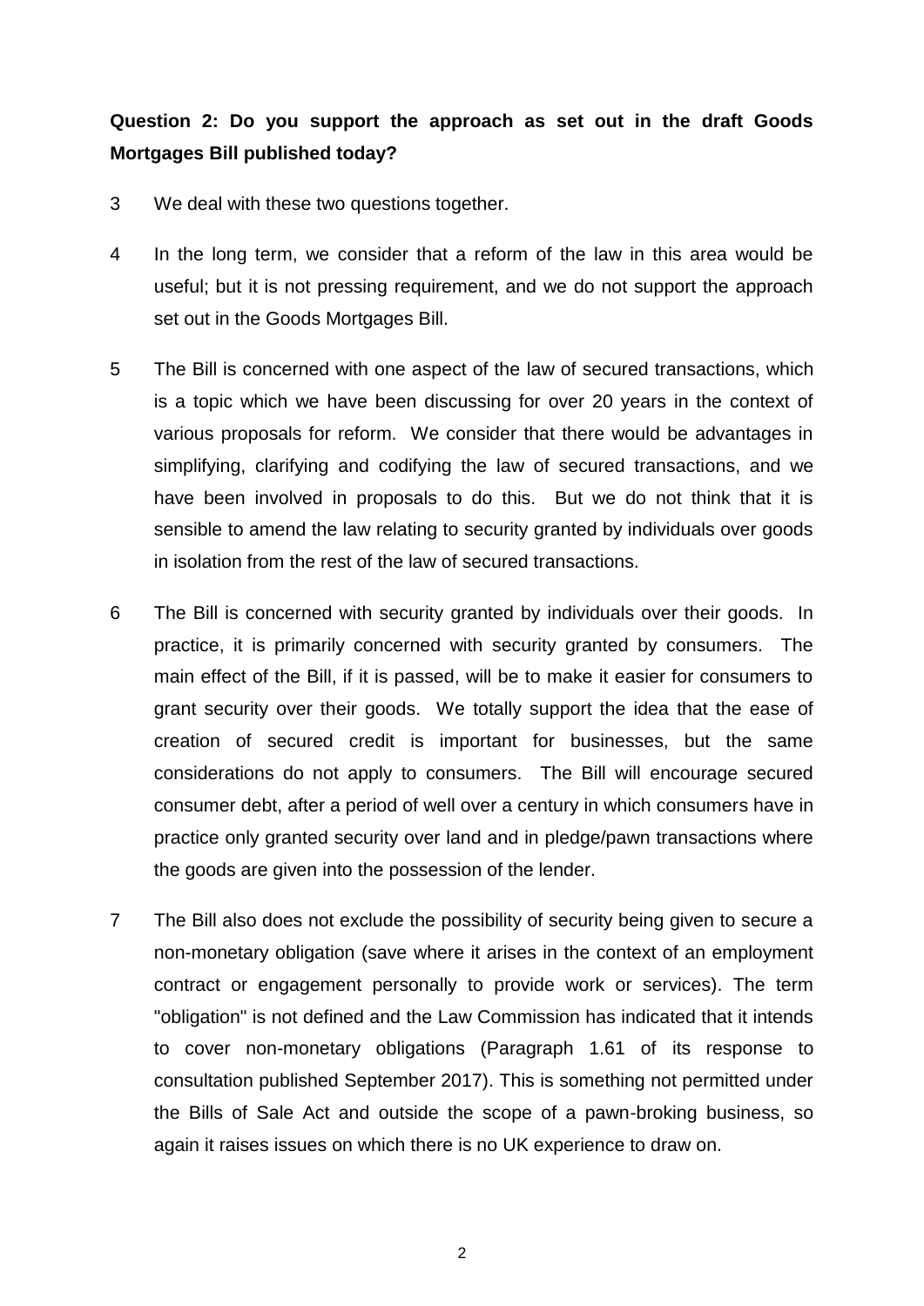**Question 2: Do you support the approach as set out in the draft Goods Mortgages Bill published today?**

3 We deal with these two questions together.

4 In the long term, we consider that a reform of the law in this area would be useful; but it is not pressing requirement, and we do not support the approach set out in the Goods Mortgages Bill.

5 The Bill is concerned with one aspect of the law of secured transactions, which is a topic which we have been discussing for over 20 years in the context of various proposals for reform. We consider that there would be advantages in simplifying, clarifying and codifying the law of secured transactions, and we have been involved in proposals to do this. But we do not think that it is sensible to amend the law relating to security granted by individuals over goods in isolation from the rest of the law of secured transactions.

6 The Bill is concerned with security granted by individuals over their goods. In practice, it is primarily concerned with security granted by consumers. The main effect of the Bill, if it is passed, will be to make it easier for consumers to grant security over their goods. We totally support the idea that the ease of creation of secured credit is important for businesses, but the same considerations do not apply to consumers. The Bill will encourage secured consumer debt, after a period of well over a century in which consumers have in practice only granted security over land and in pledge/pawn transactions where the goods are given into the possession of the lender.

7 The Bill also does not exclude the possibility of security being given to secure a non-monetary obligation (save where it arises in the context of an employment contract or engagement personally to provide work or services). The term "obligation" is not defined and the Law Commission has indicated that it intends to cover non-monetary obligations (Paragraph 1.61 of its response to consultation published September 2017). This is something not permitted under the Bills of Sale Act and outside the scope of a pawn-broking business, so again it raises issues on which there is no UK experience to draw on.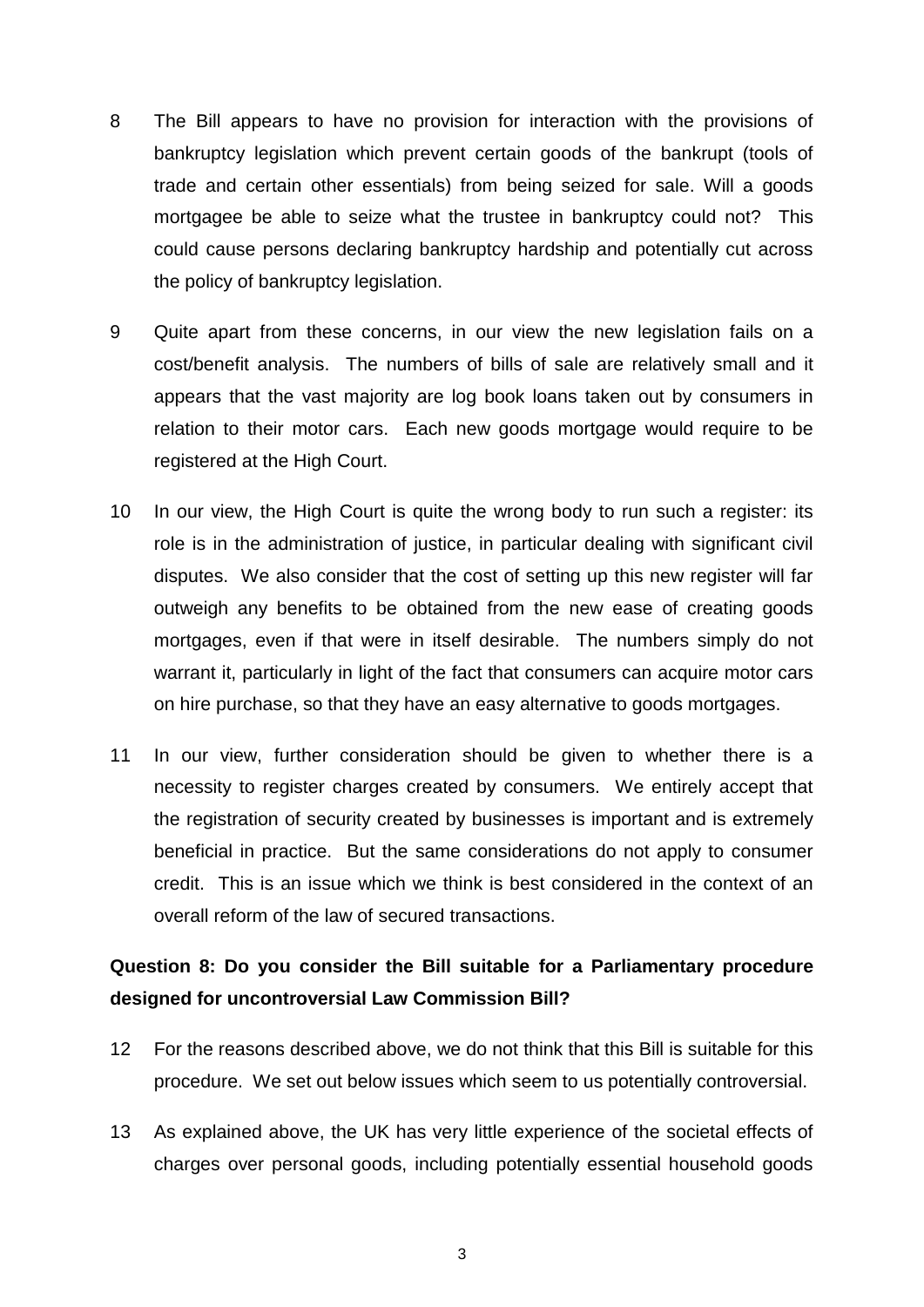8 The Bill appears to have no provision for interaction with the provisions of bankruptcy legislation which prevent certain goods of the bankrupt (tools of trade and certain other essentials) from being seized for sale. Will a goods mortgagee be able to seize what the trustee in bankruptcy could not? This could cause persons declaring bankruptcy hardship and potentially cut across the policy of bankruptcy legislation.

9 Quite apart from these concerns, in our view the new legislation fails on a cost/benefit analysis. The numbers of bills of sale are relatively small and it appears that the vast majority are log book loans taken out by consumers in relation to their motor cars. Each new goods mortgage would require to be registered at the High Court.

10 In our view, the High Court is quite the wrong body to run such a register: its role is in the administration of justice, in particular dealing with significant civil disputes. We also consider that the cost of setting up this new register will far outweigh any benefits to be obtained from the new ease of creating goods mortgages, even if that were in itself desirable. The numbers simply do not warrant it, particularly in light of the fact that consumers can acquire motor cars on hire purchase, so that they have an easy alternative to goods mortgages.

11 In our view, further consideration should be given to whether there is a necessity to register charges created by consumers. We entirely accept that the registration of security created by businesses is important and is extremely beneficial in practice. But the same considerations do not apply to consumer credit. This is an issue which we think is best considered in the context of an overall reform of the law of secured transactions.

**Question 8: Do you consider the Bill suitable for a Parliamentary procedure designed for uncontroversial Law Commission Bill?**

12 For the reasons described above, we do not think that this Bill is suitable for this procedure. We set out below issues which seem to us potentially controversial.

13 As explained above, the UK has very little experience of the societal effects of charges over personal goods, including potentially essential household goods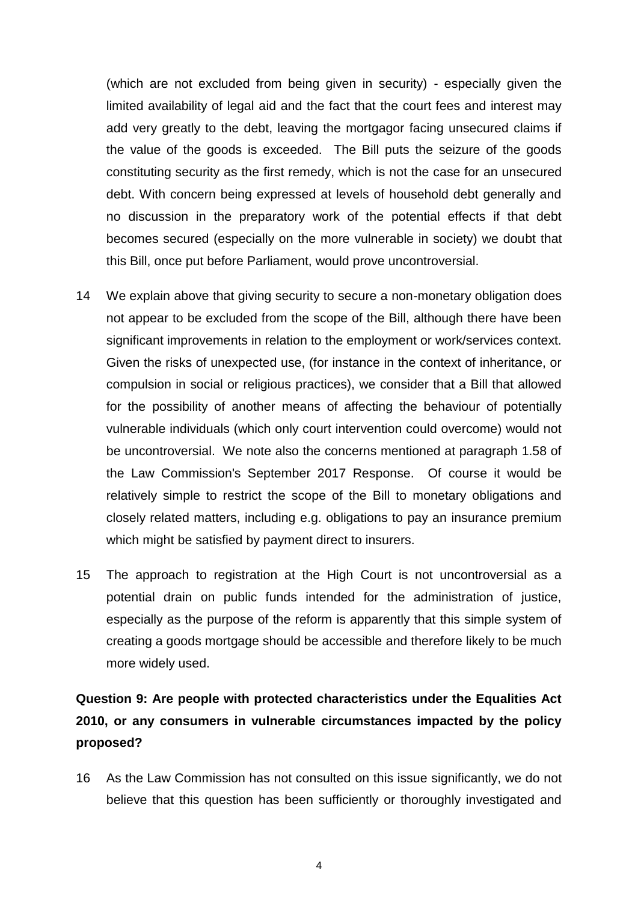(which are not excluded from being given in security) - especially given the limited availability of legal aid and the fact that the court fees and interest may add very greatly to the debt, leaving the mortgagor facing unsecured claims if the value of the goods is exceeded. The Bill puts the seizure of the goods constituting security as the first remedy, which is not the case for an unsecured debt. With concern being expressed at levels of household debt generally and no discussion in the preparatory work of the potential effects if that debt becomes secured (especially on the more vulnerable in society) we doubt that this Bill, once put before Parliament, would prove uncontroversial.

14 We explain above that giving security to secure a non-monetary obligation does not appear to be excluded from the scope of the Bill, although there have been significant improvements in relation to the employment or work/services context. Given the risks of unexpected use, (for instance in the context of inheritance, or compulsion in social or religious practices), we consider that a Bill that allowed for the possibility of another means of affecting the behaviour of potentially vulnerable individuals (which only court intervention could overcome) would not be uncontroversial. We note also the concerns mentioned at paragraph 1.58 of the Law Commission's September 2017 Response. Of course it would be relatively simple to restrict the scope of the Bill to monetary obligations and closely related matters, including e.g. obligations to pay an insurance premium which might be satisfied by payment direct to insurers.

15 The approach to registration at the High Court is not uncontroversial as a potential drain on public funds intended for the administration of justice, especially as the purpose of the reform is apparently that this simple system of creating a goods mortgage should be accessible and therefore likely to be much more widely used.

**Question 9: Are people with protected characteristics under the Equalities Act 2010, or any consumers in vulnerable circumstances impacted by the policy proposed?**

16 As the Law Commission has not consulted on this issue significantly, we do not believe that this question has been sufficiently or thoroughly investigated and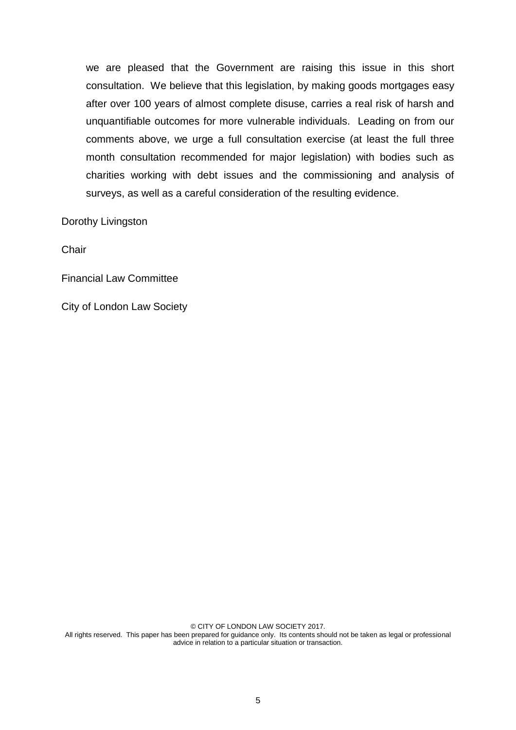we are pleased that the Government are raising this issue in this short consultation. We believe that this legislation, by making goods mortgages easy after over 100 years of almost complete disuse, carries a real risk of harsh and unquantifiable outcomes for more vulnerable individuals. Leading on from our comments above, we urge a full consultation exercise (at least the full three month consultation recommended for major legislation) with bodies such as charities working with debt issues and the commissioning and analysis of surveys, as well as a careful consideration of the resulting evidence.

Dorothy Livingston

Chair

Financial Law Committee

City of London Law Society

© CITY OF LONDON LAW SOCIETY 2017.
All rights reserved. This paper has been prepared for guidance only. Its contents should not be taken as legal or professional advice in relation to a particular situation or transaction.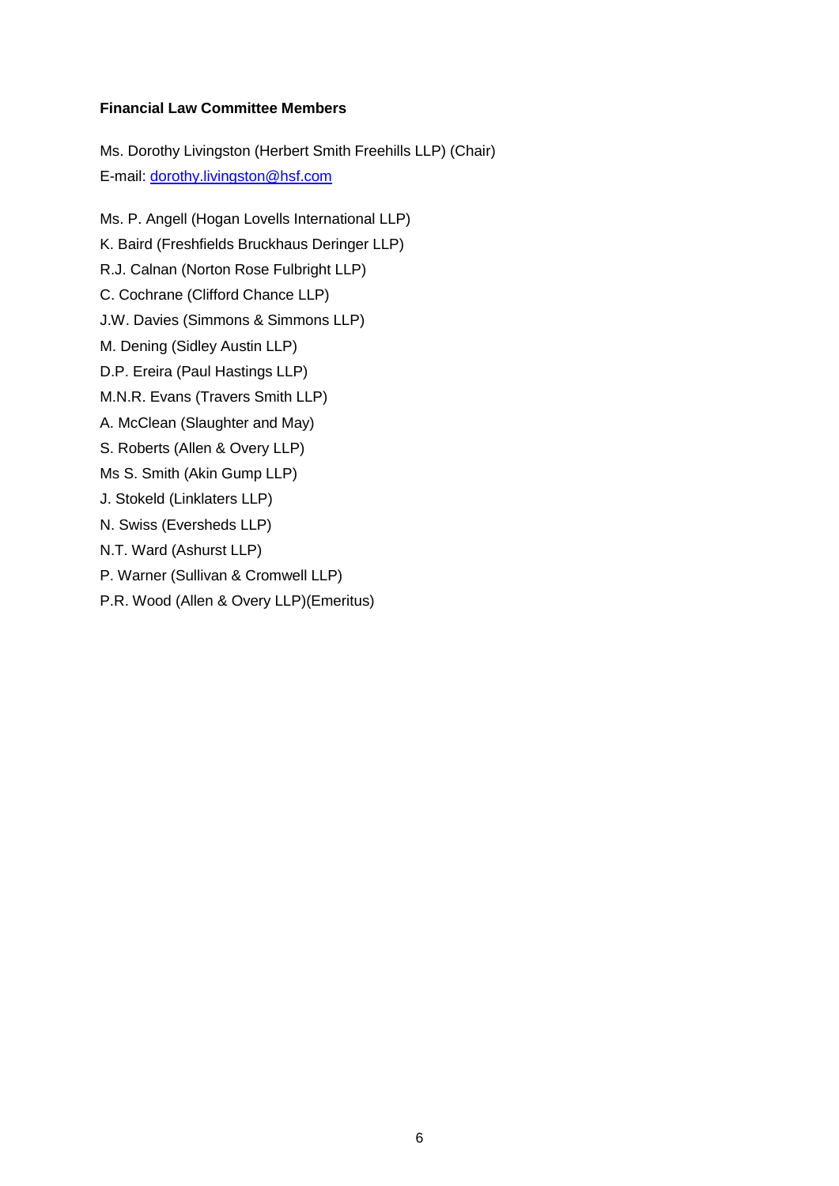**Financial Law Committee Members**

Ms. Dorothy Livingston (Herbert Smith Freehills LLP) (Chair)
E-mail: dorothy.livingston@hsf.com

Ms. P. Angell (Hogan Lovells International LLP)
K. Baird (Freshfields Bruckhaus Deringer LLP)
R.J. Calnan (Norton Rose Fulbright LLP)
C. Cochrane (Clifford Chance LLP)
J.W. Davies (Simmons & Simmons LLP)
M. Dening (Sidley Austin LLP)
D.P. Ereira (Paul Hastings LLP)
M.N.R. Evans (Travers Smith LLP)
A. McClean (Slaughter and May)
S. Roberts (Allen & Overy LLP)
Ms S. Smith (Akin Gump LLP)
J. Stokeld (Linklaters LLP)
N. Swiss (Eversheds LLP)
N.T. Ward (Ashurst LLP)
P. Warner (Sullivan & Cromwell LLP)
P.R. Wood (Allen & Overy LLP)(Emeritus)